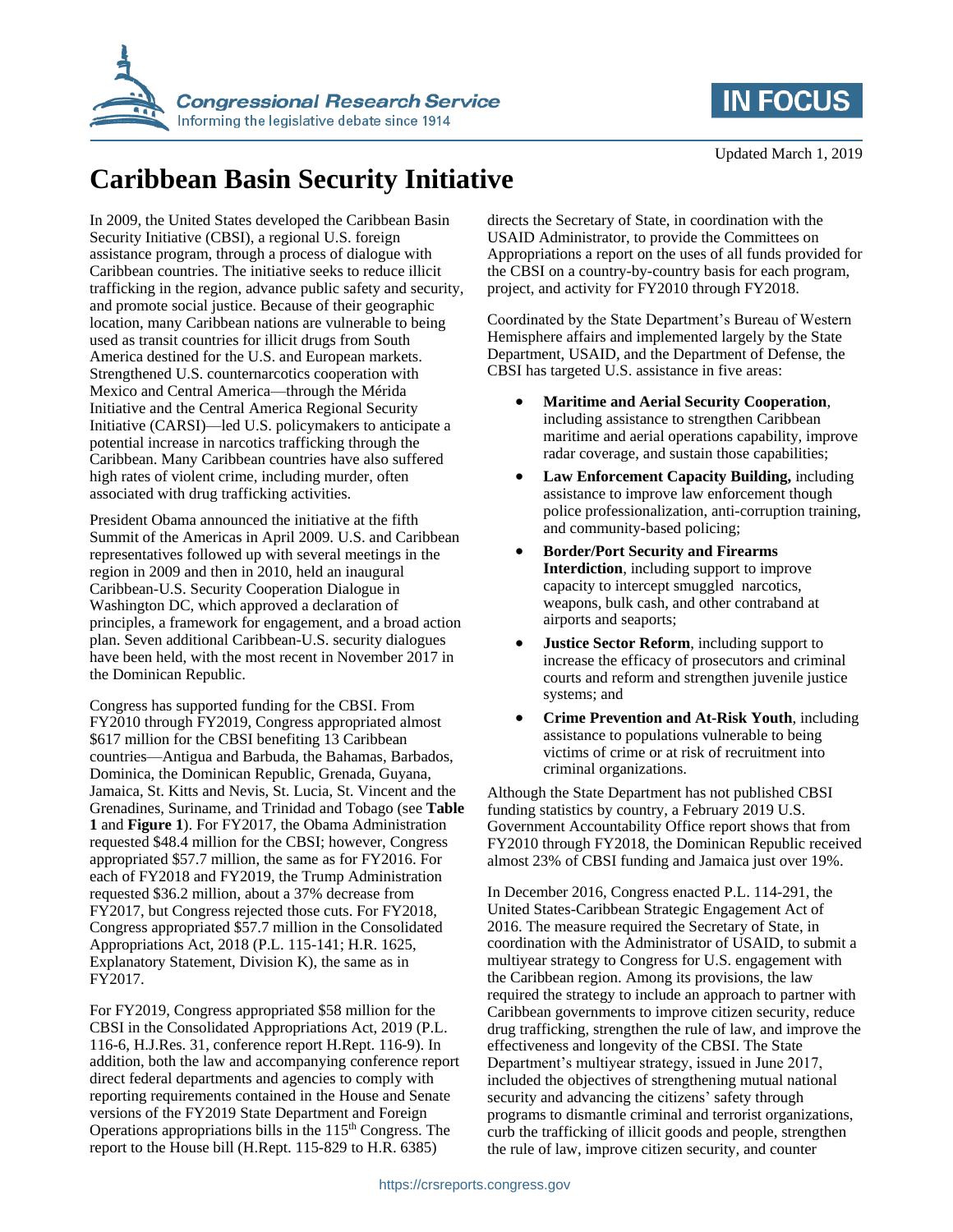# Caribbean Basin Security Initiative

Updated March 1, 2019

In 2009, the United States developed the Caribbean Basin Security Initiative (CBSI), a regional U.S. foreign assistance program, through a process of dialogue with Caribbean countries. The initiative seeks to reduce illicit trafficking in the region, advance public safety and security, and promote social justice. Because of their geographic location, many Caribbean nations are vulnerable to being used as transit countries for illicit drugs from South America destined for the U.S. and European markets. Strengthened U.S. counternarcotics cooperation with Mexico and Central America—through the Mérida Initiative and the Central America Regional Security Initiative (CARSI)—led U.S. policymakers to anticipate a potential increase in narcotics trafficking through the Caribbean. Many Caribbean countries have also suffered high rates of violent crime, including murder, often associated with drug trafficking activities.

President Obama announced the initiative at the fifth Summit of the Americas in April 2009. U.S. and Caribbean representatives followed up with several meetings in the region in 2009 and then in 2010, held an inaugural Caribbean-U.S. Security Cooperation Dialogue in Washington DC, which approved a declaration of principles, a framework for engagement, and a broad action plan. Seven additional Caribbean-U.S. security dialogues have been held, with the most recent in November 2017 in the Dominican Republic.

Congress has supported funding for the CBSI. From FY2010 through FY2019, Congress appropriated almost $617 million for the CBSI benefiting 13 Caribbean countries—Antigua and Barbuda, the Bahamas, Barbados, Dominica, the Dominican Republic, Grenada, Guyana, Jamaica, St. Kitts and Nevis, St. Lucia, St. Vincent and the Grenadines, Suriname, and Trinidad and Tobago (see **Table 1** and **Figure 1**). For FY2017, the Obama Administration requested $48.4 million for the CBSI; however, Congress appropriated $57.7 million, the same as for FY2016. For each of FY2018 and FY2019, the Trump Administration requested $36.2 million, about a 37% decrease from FY2017, but Congress rejected those cuts. For FY2018, Congress appropriated $57.7 million in the Consolidated Appropriations Act, 2018 (P.L. 115-141; H.R. 1625, Explanatory Statement, Division K), the same as in FY2017.

For FY2019, Congress appropriated $58 million for the CBSI in the Consolidated Appropriations Act, 2019 (P.L. 116-6, H.J.Res. 31, conference report H.Rept. 116-9). In addition, both the law and accompanying conference report direct federal departments and agencies to comply with reporting requirements contained in the House and Senate versions of the FY2019 State Department and Foreign Operations appropriations bills in the 115th Congress. The report to the House bill (H.Rept. 115-829 to H.R. 6385) directs the Secretary of State, in coordination with the USAID Administrator, to provide the Committees on Appropriations a report on the uses of all funds provided for the CBSI on a country-by-country basis for each program, project, and activity for FY2010 through FY2018.

Coordinated by the State Department's Bureau of Western Hemisphere affairs and implemented largely by the State Department, USAID, and the Department of Defense, the CBSI has targeted U.S. assistance in five areas:

- **Maritime and Aerial Security Cooperation**, including assistance to strengthen Caribbean maritime and aerial operations capability, improve radar coverage, and sustain those capabilities;
- **Law Enforcement Capacity Building,** including assistance to improve law enforcement though police professionalization, anti-corruption training, and community-based policing;
- **Border/Port Security and Firearms Interdiction**, including support to improve capacity to intercept smuggled narcotics, weapons, bulk cash, and other contraband at airports and seaports;
- **Justice Sector Reform**, including support to increase the efficacy of prosecutors and criminal courts and reform and strengthen juvenile justice systems; and
- **Crime Prevention and At-Risk Youth**, including assistance to populations vulnerable to being victims of crime or at risk of recruitment into criminal organizations.

Although the State Department has not published CBSI funding statistics by country, a February 2019 U.S. Government Accountability Office report shows that from FY2010 through FY2018, the Dominican Republic received almost 23% of CBSI funding and Jamaica just over 19%.

In December 2016, Congress enacted P.L. 114-291, the United States-Caribbean Strategic Engagement Act of 2016. The measure required the Secretary of State, in coordination with the Administrator of USAID, to submit a multiyear strategy to Congress for U.S. engagement with the Caribbean region. Among its provisions, the law required the strategy to include an approach to partner with Caribbean governments to improve citizen security, reduce drug trafficking, strengthen the rule of law, and improve the effectiveness and longevity of the CBSI. The State Department's multiyear strategy, issued in June 2017, included the objectives of strengthening mutual national security and advancing the citizens' safety through programs to dismantle criminal and terrorist organizations, curb the trafficking of illicit goods and people, strengthen the rule of law, improve citizen security, and counter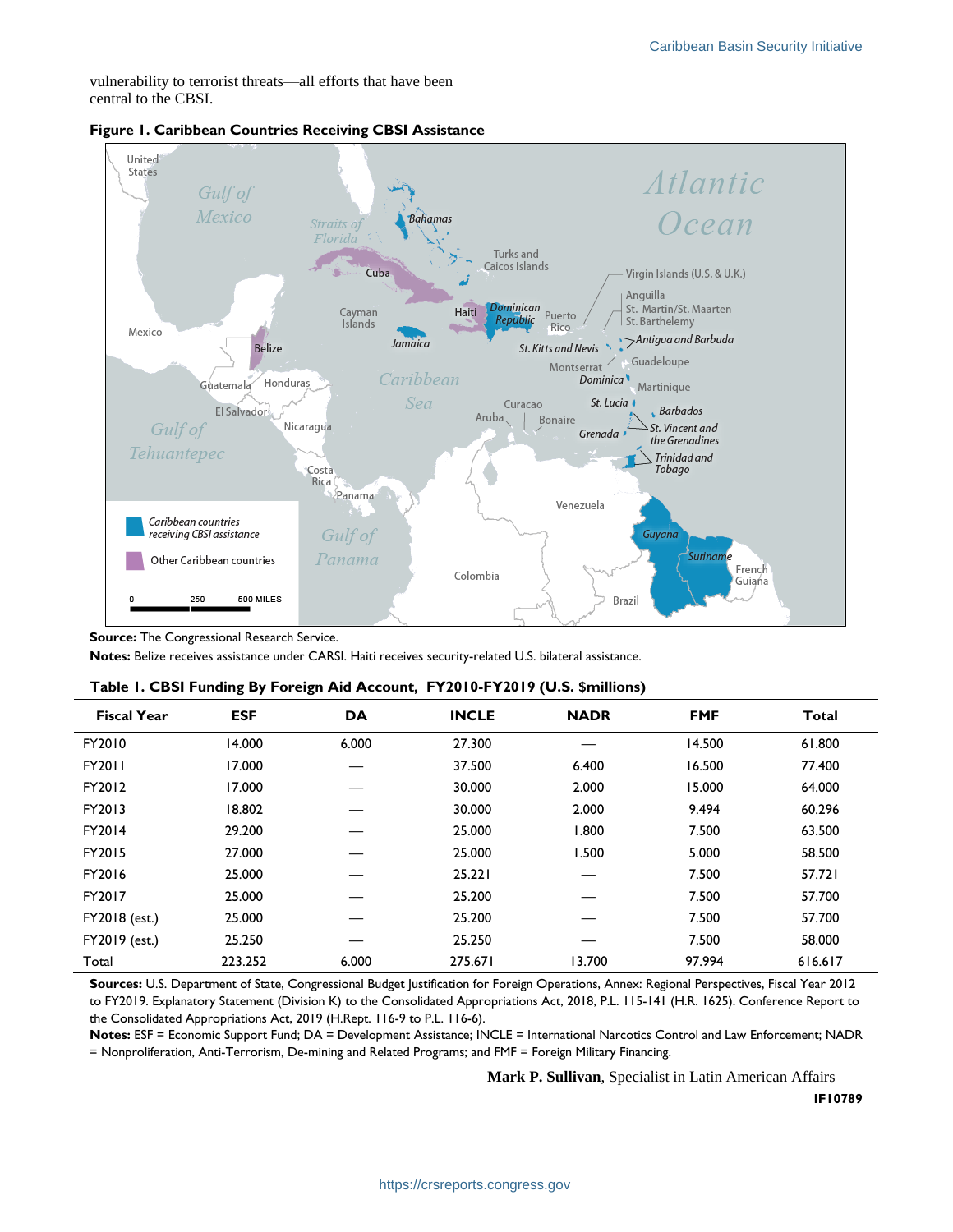vulnerability to terrorist threats—all efforts that have been central to the CBSI.

**Figure 1. Caribbean Countries Receiving CBSI Assistance**

**Source:** The Congressional Research Service.

**Notes:** Belize receives assistance under CARSI. Haiti receives security-related U.S. bilateral assistance.

**Table 1. CBSI Funding By Foreign Aid Account, FY2010-FY2019 (U.S. $millions)**

| Fiscal Year | ESF | DA | INCLE | NADR | FMF | Total |
|---|---|---|---|---|---|---|
| FY2010 | 14.000 | 6.000 | 27.300 | — | 14.500 | 61.800 |
| FY2011 | 17.000 | — | 37.500 | 6.400 | 16.500 | 77.400 |
| FY2012 | 17.000 | — | 30.000 | 2.000 | 15.000 | 64.000 |
| FY2013 | 18.802 | — | 30.000 | 2.000 | 9.494 | 60.296 |
| FY2014 | 29.200 | — | 25.000 | 1.800 | 7.500 | 63.500 |
| FY2015 | 27.000 | — | 25.000 | 1.500 | 5.000 | 58.500 |
| FY2016 | 25.000 | — | 25.221 | — | 7.500 | 57.721 |
| FY2017 | 25.000 | — | 25.200 | — | 7.500 | 57.700 |
| FY2018 (est.) | 25.000 | — | 25.200 | — | 7.500 | 57.700 |
| FY2019 (est.) | 25.250 | — | 25.250 | — | 7.500 | 58.000 |
| Total | 223.252 | 6.000 | 275.671 | 13.700 | 97.994 | 616.617 |

**Sources:** U.S. Department of State, Congressional Budget Justification for Foreign Operations, Annex: Regional Perspectives, Fiscal Year 2012 to FY2019. Explanatory Statement (Division K) to the Consolidated Appropriations Act, 2018, P.L. 115-141 (H.R. 1625). Conference Report to the Consolidated Appropriations Act, 2019 (H.Rept. 116-9 to P.L. 116-6).

**Notes:** ESF = Economic Support Fund; DA = Development Assistance; INCLE = International Narcotics Control and Law Enforcement; NADR = Nonproliferation, Anti-Terrorism, De-mining and Related Programs; and FMF = Foreign Military Financing.

**Mark P. Sullivan**, Specialist in Latin American Affairs

**IF10789**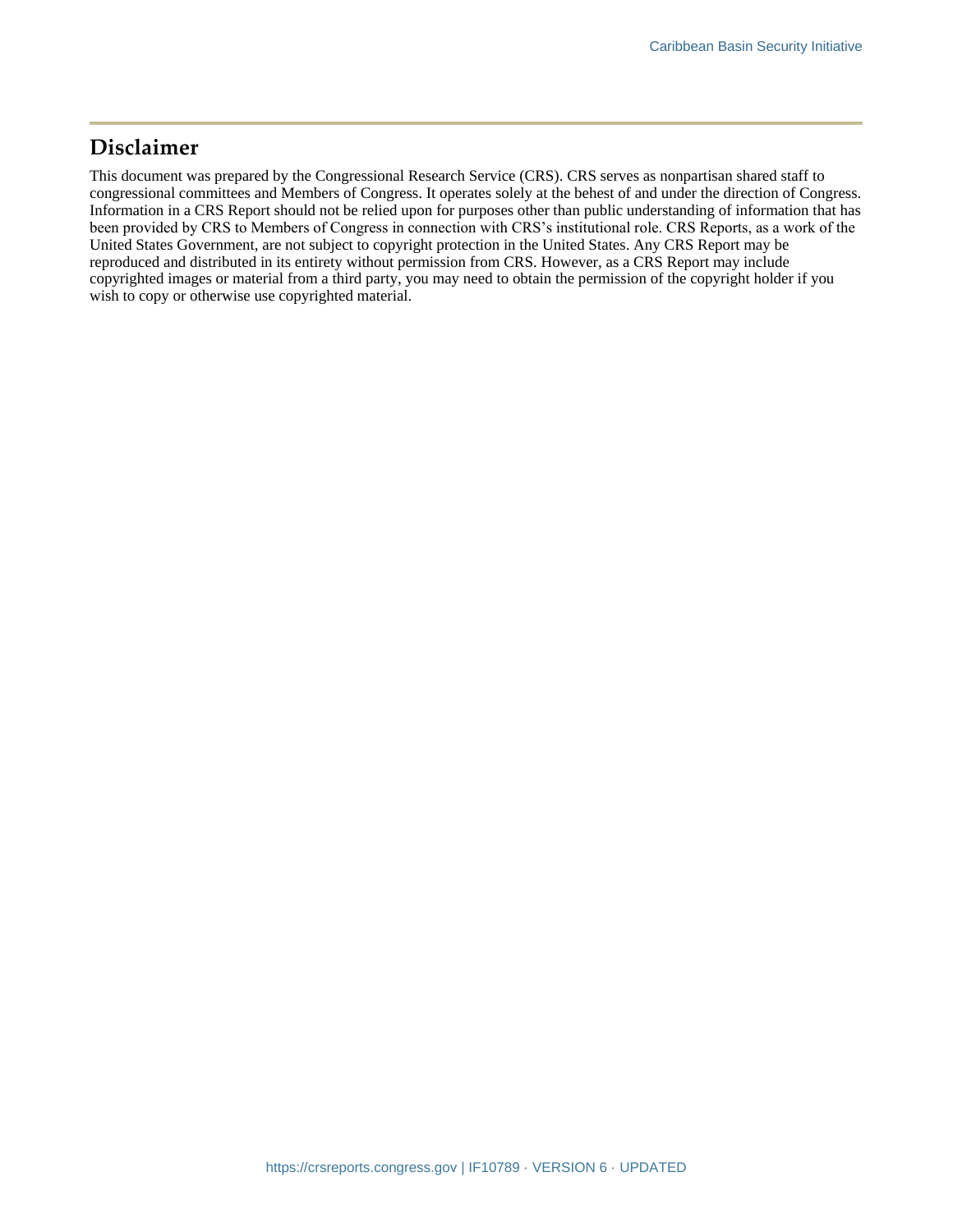## Disclaimer

This document was prepared by the Congressional Research Service (CRS). CRS serves as nonpartisan shared staff to congressional committees and Members of Congress. It operates solely at the behest of and under the direction of Congress. Information in a CRS Report should not be relied upon for purposes other than public understanding of information that has been provided by CRS to Members of Congress in connection with CRS's institutional role. CRS Reports, as a work of the United States Government, are not subject to copyright protection in the United States. Any CRS Report may be reproduced and distributed in its entirety without permission from CRS. However, as a CRS Report may include copyrighted images or material from a third party, you may need to obtain the permission of the copyright holder if you wish to copy or otherwise use copyrighted material.